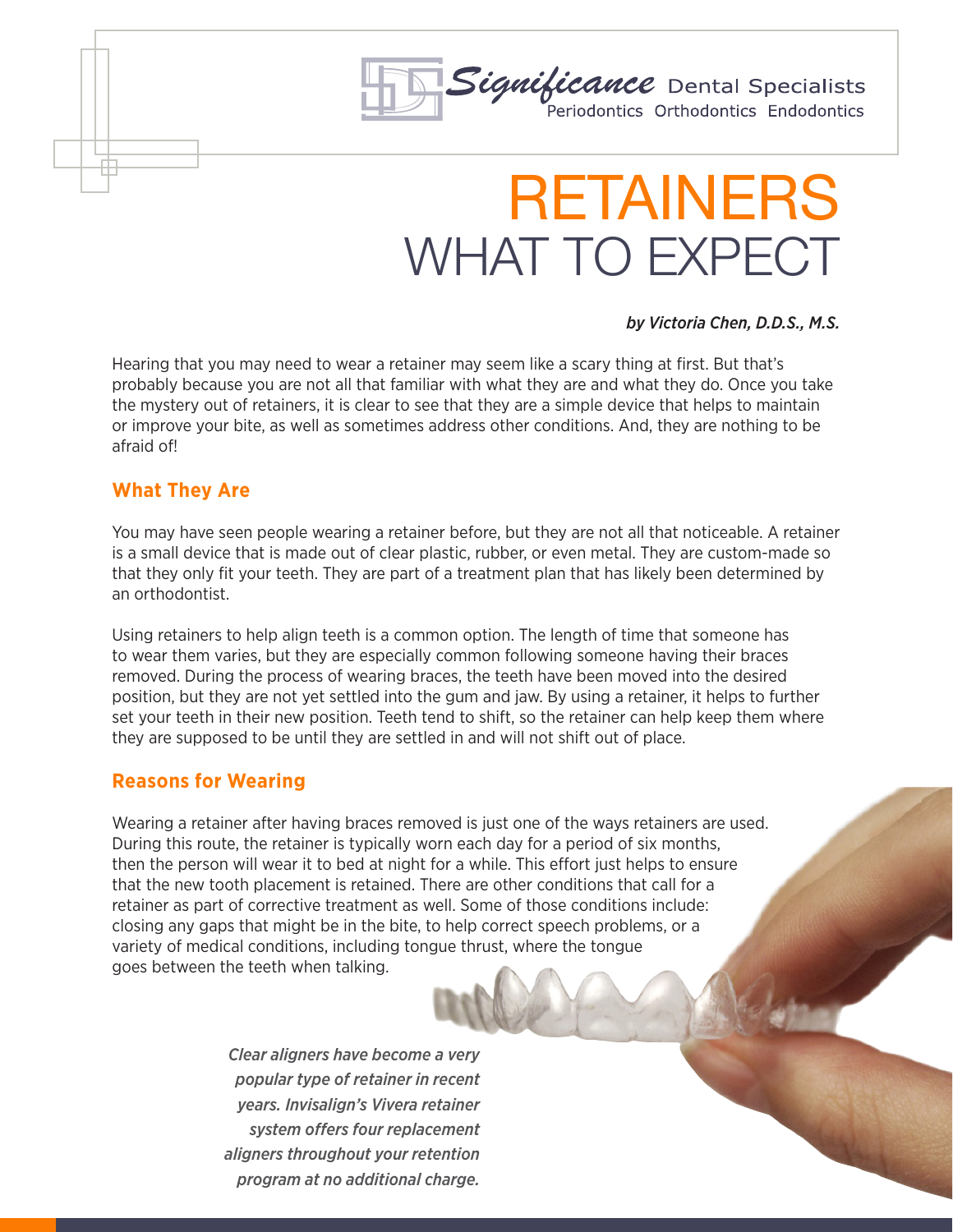Significance Dental Specialists
Periodontics Orthodontics Endodontics

# RETAINERS WHAT TO EXPECT

***by Victoria Chen, D.D.S., M.S.***

Hearing that you may need to wear a retainer may seem like a scary thing at first. But that's probably because you are not all that familiar with what they are and what they do. Once you take the mystery out of retainers, it is clear to see that they are a simple device that helps to maintain or improve your bite, as well as sometimes address other conditions. And, they are nothing to be afraid of!

## What They Are

You may have seen people wearing a retainer before, but they are not all that noticeable. A retainer is a small device that is made out of clear plastic, rubber, or even metal. They are custom-made so that they only fit your teeth. They are part of a treatment plan that has likely been determined by an orthodontist.

Using retainers to help align teeth is a common option. The length of time that someone has to wear them varies, but they are especially common following someone having their braces removed. During the process of wearing braces, the teeth have been moved into the desired position, but they are not yet settled into the gum and jaw. By using a retainer, it helps to further set your teeth in their new position. Teeth tend to shift, so the retainer can help keep them where they are supposed to be until they are settled in and will not shift out of place.

## Reasons for Wearing

Wearing a retainer after having braces removed is just one of the ways retainers are used. During this route, the retainer is typically worn each day for a period of six months, then the person will wear it to bed at night for a while. This effort just helps to ensure that the new tooth placement is retained. There are other conditions that call for a retainer as part of corrective treatment as well. Some of those conditions include: closing any gaps that might be in the bite, to help correct speech problems, or a variety of medical conditions, including tongue thrust, where the tongue goes between the teeth when talking.

***Clear aligners have become a very popular type of retainer in recent years. Invisalign's Vivera retainer system offers four replacement aligners throughout your retention program at no additional charge.***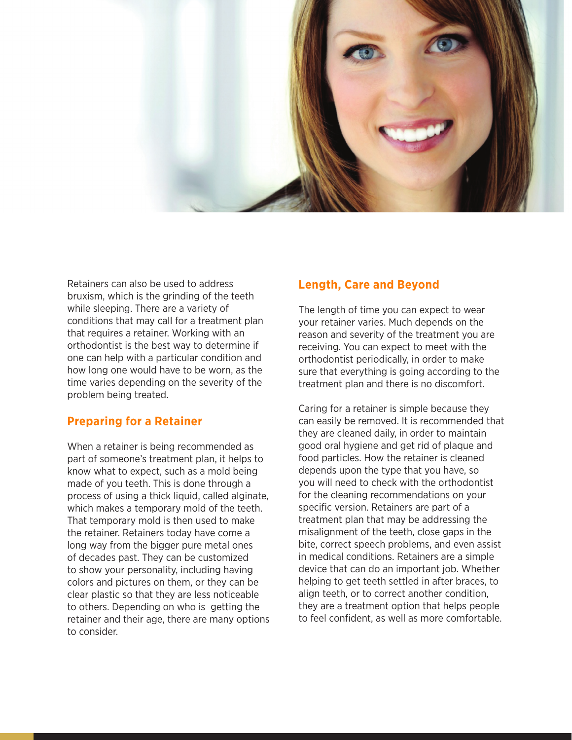Retainers can also be used to address bruxism, which is the grinding of the teeth while sleeping. There are a variety of conditions that may call for a treatment plan that requires a retainer. Working with an orthodontist is the best way to determine if one can help with a particular condition and how long one would have to be worn, as the time varies depending on the severity of the problem being treated.

## Preparing for a Retainer

When a retainer is being recommended as part of someone's treatment plan, it helps to know what to expect, such as a mold being made of you teeth. This is done through a process of using a thick liquid, called alginate, which makes a temporary mold of the teeth. That temporary mold is then used to make the retainer. Retainers today have come a long way from the bigger pure metal ones of decades past. They can be customized to show your personality, including having colors and pictures on them, or they can be clear plastic so that they are less noticeable to others. Depending on who is getting the retainer and their age, there are many options to consider.

## Length, Care and Beyond

The length of time you can expect to wear your retainer varies. Much depends on the reason and severity of the treatment you are receiving. You can expect to meet with the orthodontist periodically, in order to make sure that everything is going according to the treatment plan and there is no discomfort.

Caring for a retainer is simple because they can easily be removed. It is recommended that they are cleaned daily, in order to maintain good oral hygiene and get rid of plaque and food particles. How the retainer is cleaned depends upon the type that you have, so you will need to check with the orthodontist for the cleaning recommendations on your specific version. Retainers are part of a treatment plan that may be addressing the misalignment of the teeth, close gaps in the bite, correct speech problems, and even assist in medical conditions. Retainers are a simple device that can do an important job. Whether helping to get teeth settled in after braces, to align teeth, or to correct another condition, they are a treatment option that helps people to feel confident, as well as more comfortable.